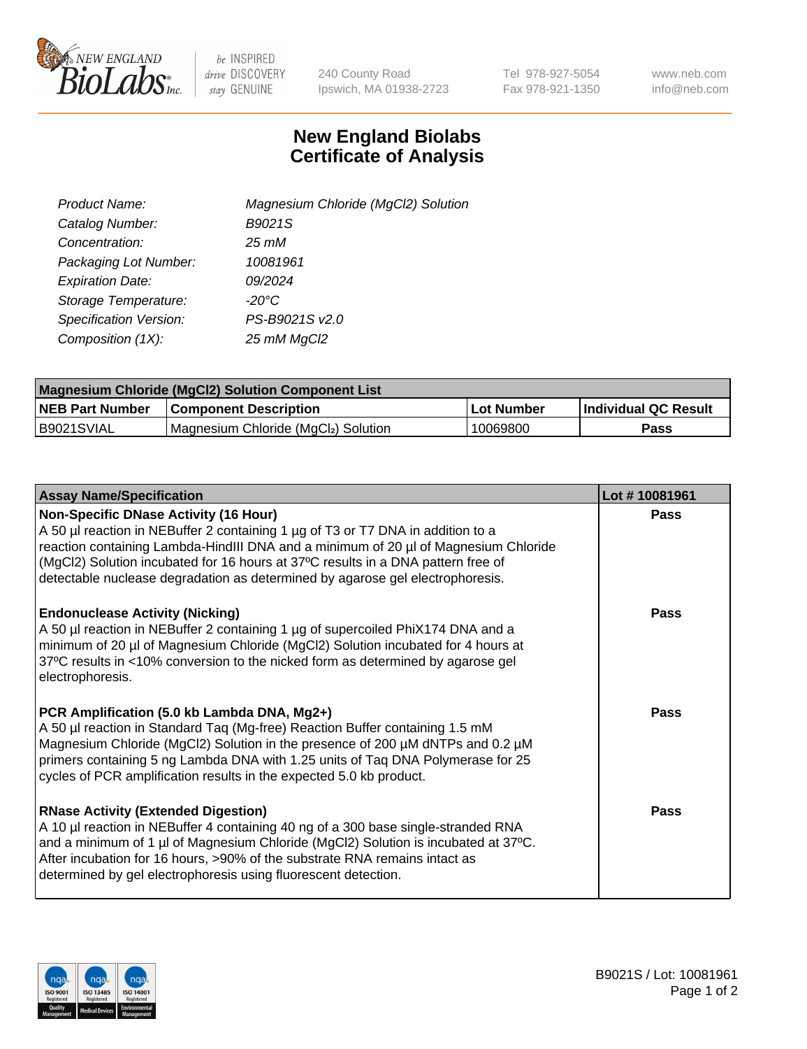# New England Biolabs Certificate of Analysis

| | |
|---|---|
| *Product Name:* | *Magnesium Chloride (MgCl2) Solution* |
| *Catalog Number:* | *B9021S* |
| *Concentration:* | *25 mM* |
| *Packaging Lot Number:* | *10081961* |
| *Expiration Date:* | *09/2024* |
| *Storage Temperature:* | *-20°C* |
| *Specification Version:* | *PS-B9021S v2.0* |
| *Composition (1X):* | *25 mM MgCl2* |

| Magnesium Chloride (MgCl2) Solution Component List | | | |
|---|---|---|---|
| **NEB Part Number** | **Component Description** | **Lot Number** | **Individual QC Result** |
| B9021SVIAL | Magnesium Chloride ($MgCl_2$) Solution | 10069800 | **Pass** |

| Assay Name/Specification | Lot # 10081961 |
|---|---|
| **Non-Specific DNase Activity (16 Hour)**<br>A 50 µl reaction in NEBuffer 2 containing 1 µg of T3 or T7 DNA in addition to a reaction containing Lambda-HindIII DNA and a minimum of 20 µl of Magnesium Chloride (MgCl2) Solution incubated for 16 hours at 37ºC results in a DNA pattern free of detectable nuclease degradation as determined by agarose gel electrophoresis. | **Pass** |
| **Endonuclease Activity (Nicking)**<br>A 50 µl reaction in NEBuffer 2 containing 1 µg of supercoiled PhiX174 DNA and a minimum of 20 µl of Magnesium Chloride (MgCl2) Solution incubated for 4 hours at 37ºC results in <10% conversion to the nicked form as determined by agarose gel electrophoresis. | **Pass** |
| **PCR Amplification (5.0 kb Lambda DNA, Mg2+)**<br>A 50 µl reaction in Standard Taq (Mg-free) Reaction Buffer containing 1.5 mM Magnesium Chloride (MgCl2) Solution in the presence of 200 µM dNTPs and 0.2 µM primers containing 5 ng Lambda DNA with 1.25 units of Taq DNA Polymerase for 25 cycles of PCR amplification results in the expected 5.0 kb product. | **Pass** |
| **RNase Activity (Extended Digestion)**<br>A 10 µl reaction in NEBuffer 4 containing 40 ng of a 300 base single-stranded RNA and a minimum of 1 µl of Magnesium Chloride (MgCl2) Solution is incubated at 37ºC. After incubation for 16 hours, >90% of the substrate RNA remains intact as determined by gel electrophoresis using fluorescent detection. | **Pass** |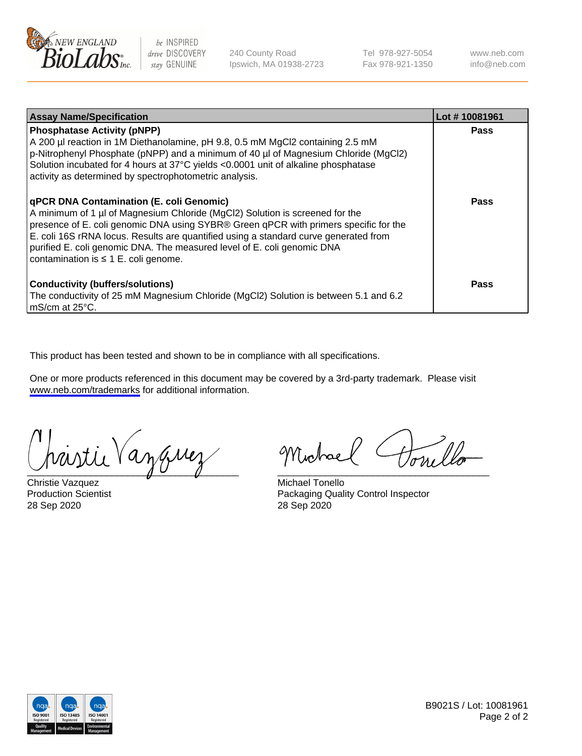| Assay Name/Specification | Lot # 10081961 |
|---|---|
| **Phosphatase Activity (pNPP)**<br>A 200 µl reaction in 1M Diethanolamine, pH 9.8, 0.5 mM $MgCl_2$ containing 2.5 mM p-Nitrophenyl Phosphate (pNPP) and a minimum of 40 µl of Magnesium Chloride ($MgCl_2$) Solution incubated for 4 hours at 37°C yields <0.0001 unit of alkaline phosphatase activity as determined by spectrophotometric analysis. | **Pass** |
| **qPCR DNA Contamination (E. coli Genomic)**<br>A minimum of 1 µl of Magnesium Chloride ($MgCl_2$) Solution is screened for the presence of E. coli genomic DNA using SYBR® Green qPCR with primers specific for the E. coli 16S rRNA locus. Results are quantified using a standard curve generated from purified E. coli genomic DNA. The measured level of E. coli genomic DNA contamination is ≤ 1 E. coli genome. | **Pass** |
| **Conductivity (buffers/solutions)**<br>The conductivity of 25 mM Magnesium Chloride ($MgCl_2$) Solution is between 5.1 and 6.2 mS/cm at 25°C. | **Pass** |

This product has been tested and shown to be in compliance with all specifications.

One or more products referenced in this document may be covered by a 3rd-party trademark. Please visit www.neb.com/trademarks for additional information.

Christie Vazquez
Production Scientist
28 Sep 2020

Michael Tonello
Packaging Quality Control Inspector
28 Sep 2020

B9021S / Lot: 10081961